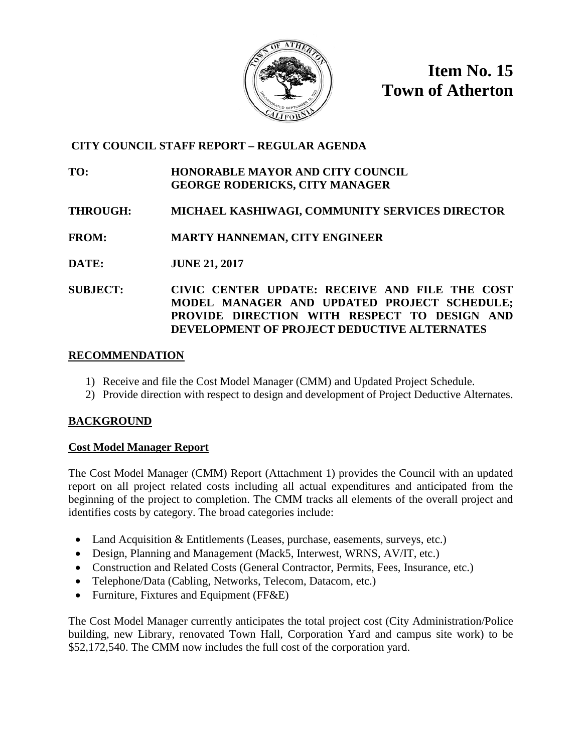# Item No. 15
# Town of Atherton

**CITY COUNCIL STAFF REPORT – REGULAR AGENDA**

**TO:** HONORABLE MAYOR AND CITY COUNCIL
GEORGE RODERICKS, CITY MANAGER

**THROUGH:** MICHAEL KASHIWAGI, COMMUNITY SERVICES DIRECTOR

**FROM:** MARTY HANNEMAN, CITY ENGINEER

**DATE:** JUNE 21, 2017

**SUBJECT:** CIVIC CENTER UPDATE: RECEIVE AND FILE THE COST MODEL MANAGER AND UPDATED PROJECT SCHEDULE; PROVIDE DIRECTION WITH RESPECT TO DESIGN AND DEVELOPMENT OF PROJECT DEDUCTIVE ALTERNATES

## RECOMMENDATION

1) Receive and file the Cost Model Manager (CMM) and Updated Project Schedule.
2) Provide direction with respect to design and development of Project Deductive Alternates.

## BACKGROUND

### Cost Model Manager Report

The Cost Model Manager (CMM) Report (Attachment 1) provides the Council with an updated report on all project related costs including all actual expenditures and anticipated from the beginning of the project to completion. The CMM tracks all elements of the overall project and identifies costs by category. The broad categories include:

- Land Acquisition & Entitlements (Leases, purchase, easements, surveys, etc.)
- Design, Planning and Management (Mack5, Interwest, WRNS, AV/IT, etc.)
- Construction and Related Costs (General Contractor, Permits, Fees, Insurance, etc.)
- Telephone/Data (Cabling, Networks, Telecom, Datacom, etc.)
- Furniture, Fixtures and Equipment (FF&E)

The Cost Model Manager currently anticipates the total project cost (City Administration/Police building, new Library, renovated Town Hall, Corporation Yard and campus site work) to be $52,172,540. The CMM now includes the full cost of the corporation yard.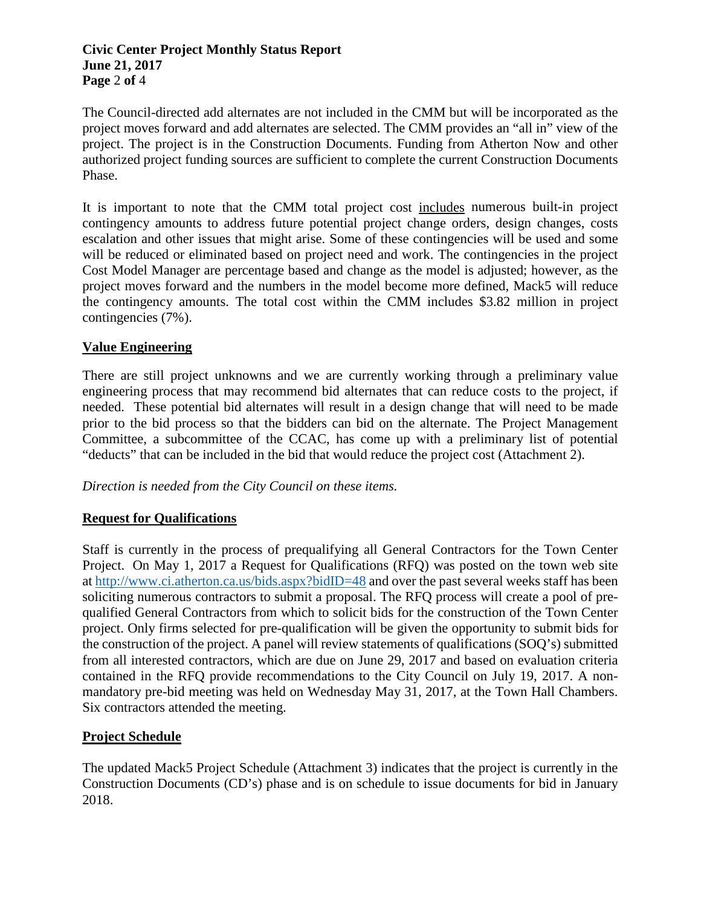The Council-directed add alternates are not included in the CMM but will be incorporated as the project moves forward and add alternates are selected. The CMM provides an "all in" view of the project. The project is in the Construction Documents. Funding from Atherton Now and other authorized project funding sources are sufficient to complete the current Construction Documents Phase.

It is important to note that the CMM total project cost includes numerous built-in project contingency amounts to address future potential project change orders, design changes, costs escalation and other issues that might arise. Some of these contingencies will be used and some will be reduced or eliminated based on project need and work. The contingencies in the project Cost Model Manager are percentage based and change as the model is adjusted; however, as the project moves forward and the numbers in the model become more defined, Mack5 will reduce the contingency amounts. The total cost within the CMM includes $3.82 million in project contingencies (7%).

## Value Engineering

There are still project unknowns and we are currently working through a preliminary value engineering process that may recommend bid alternates that can reduce costs to the project, if needed. These potential bid alternates will result in a design change that will need to be made prior to the bid process so that the bidders can bid on the alternate. The Project Management Committee, a subcommittee of the CCAC, has come up with a preliminary list of potential "deducts" that can be included in the bid that would reduce the project cost (Attachment 2).

*Direction is needed from the City Council on these items.*

## Request for Qualifications

Staff is currently in the process of prequalifying all General Contractors for the Town Center Project. On May 1, 2017 a Request for Qualifications (RFQ) was posted on the town web site at http://www.ci.atherton.ca.us/bids.aspx?bidID=48 and over the past several weeks staff has been soliciting numerous contractors to submit a proposal. The RFQ process will create a pool of pre-qualified General Contractors from which to solicit bids for the construction of the Town Center project. Only firms selected for pre-qualification will be given the opportunity to submit bids for the construction of the project. A panel will review statements of qualifications (SOQ's) submitted from all interested contractors, which are due on June 29, 2017 and based on evaluation criteria contained in the RFQ provide recommendations to the City Council on July 19, 2017. A non-mandatory pre-bid meeting was held on Wednesday May 31, 2017, at the Town Hall Chambers. Six contractors attended the meeting.

## Project Schedule

The updated Mack5 Project Schedule (Attachment 3) indicates that the project is currently in the Construction Documents (CD's) phase and is on schedule to issue documents for bid in January 2018.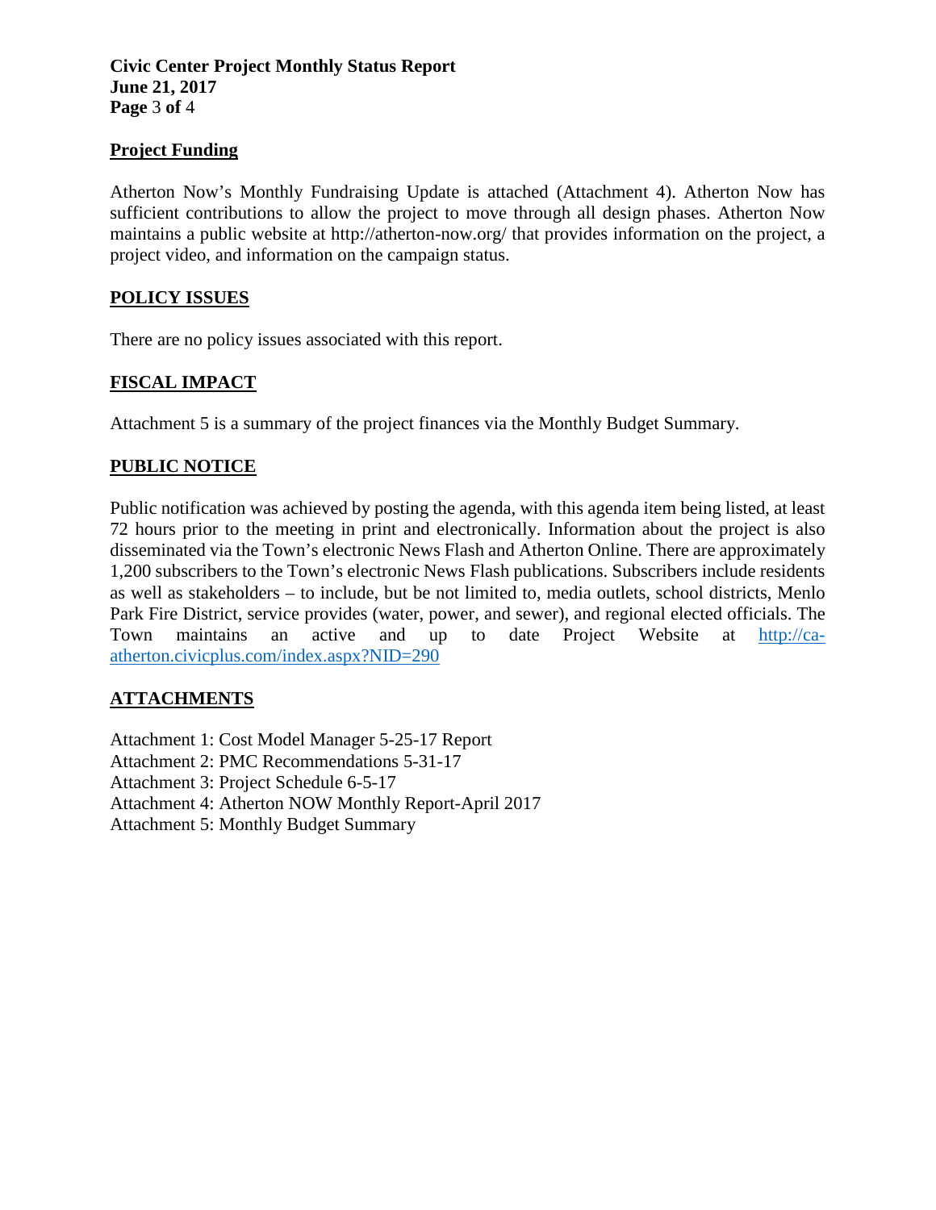## Project Funding

Atherton Now's Monthly Fundraising Update is attached (Attachment 4). Atherton Now has sufficient contributions to allow the project to move through all design phases. Atherton Now maintains a public website at http://atherton-now.org/ that provides information on the project, a project video, and information on the campaign status.

## POLICY ISSUES

There are no policy issues associated with this report.

## FISCAL IMPACT

Attachment 5 is a summary of the project finances via the Monthly Budget Summary.

## PUBLIC NOTICE

Public notification was achieved by posting the agenda, with this agenda item being listed, at least 72 hours prior to the meeting in print and electronically. Information about the project is also disseminated via the Town's electronic News Flash and Atherton Online. There are approximately 1,200 subscribers to the Town's electronic News Flash publications. Subscribers include residents as well as stakeholders – to include, but be not limited to, media outlets, school districts, Menlo Park Fire District, service provides (water, power, and sewer), and regional elected officials. The Town maintains an active and up to date Project Website at http://ca-atherton.civicplus.com/index.aspx?NID=290

## ATTACHMENTS

Attachment 1: Cost Model Manager 5-25-17 Report
Attachment 2: PMC Recommendations 5-31-17
Attachment 3: Project Schedule 6-5-17
Attachment 4: Atherton NOW Monthly Report-April 2017
Attachment 5: Monthly Budget Summary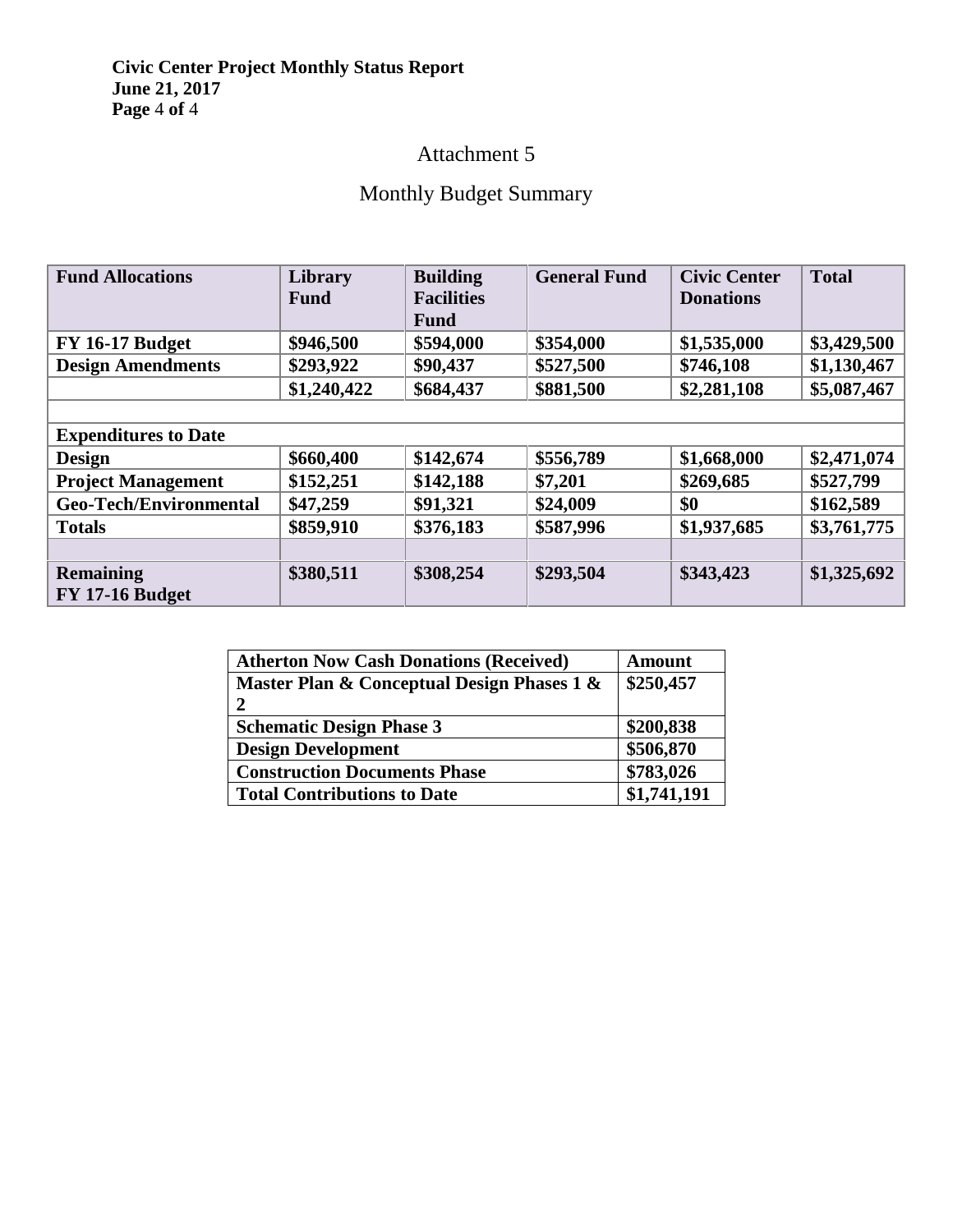## Attachment 5

## Monthly Budget Summary

| Fund Allocations | Library Fund | Building Facilities Fund | General Fund | Civic Center Donations | Total |
|---|---|---|---|---|---|
| **FY 16-17 Budget** | **$946,500** | **$594,000** | **$354,000** | **$1,535,000** | **$3,429,500** |
| **Design Amendments** | **$293,922** | **$90,437** | **$527,500** | **$746,108** | **$1,130,467** |
| | **$1,240,422** | **$684,437** | **$881,500** | **$2,281,108** | **$5,087,467** |
| | | | | | |
| **Expenditures to Date** | | | | | |
| **Design** | **$660,400** | **$142,674** | **$556,789** | **$1,668,000** | **$2,471,074** |
| **Project Management** | **$152,251** | **$142,188** | **$7,201** | **$269,685** | **$527,799** |
| **Geo-Tech/Environmental** | **$47,259** | **$91,321** | **$24,009** | **$0** | **$162,589** |
| **Totals** | **$859,910** | **$376,183** | **$587,996** | **$1,937,685** | **$3,761,775** |
| | | | | | |
| **Remaining FY 17-16 Budget** | **$380,511** | **$308,254** | **$293,504** | **$343,423** | **$1,325,692** |

| Atherton Now Cash Donations (Received) | Amount |
|---|---|
| **Master Plan & Conceptual Design Phases 1 & 2** | **$250,457** |
| **Schematic Design Phase 3** | **$200,838** |
| **Design Development** | **$506,870** |
| **Construction Documents Phase** | **$783,026** |
| **Total Contributions to Date** | **$1,741,191** |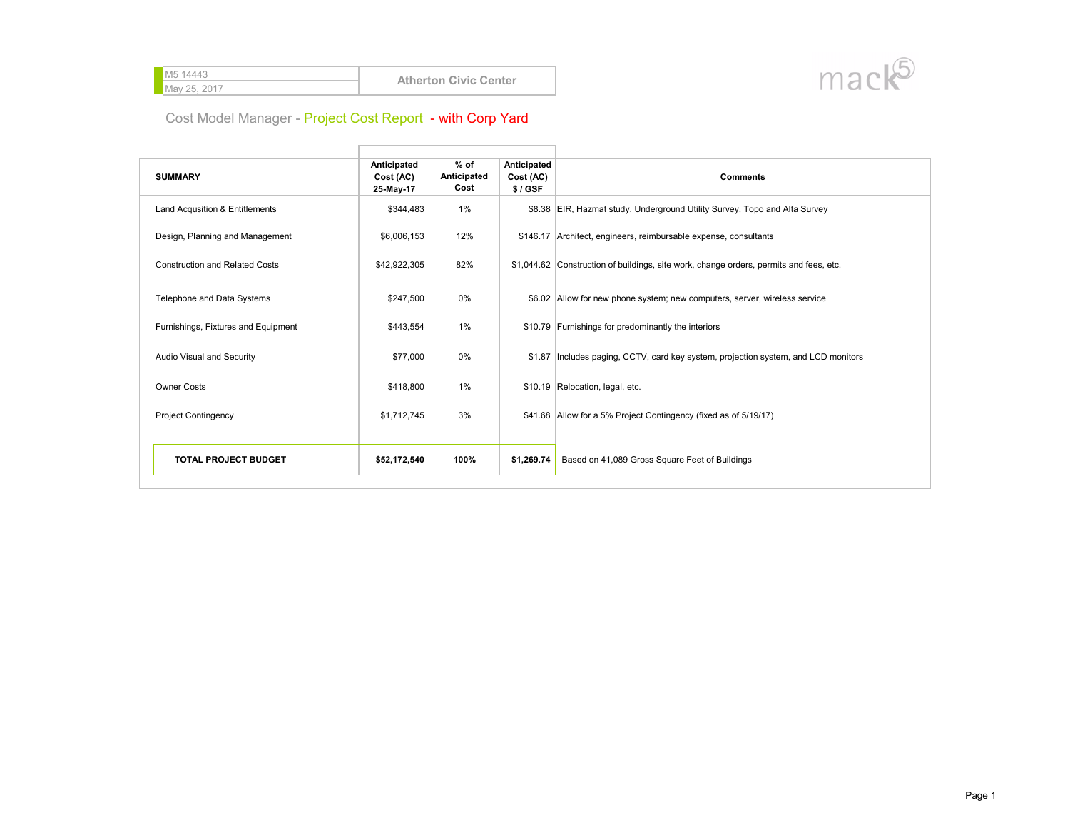M5 14443
May 25, 2017

**Atherton Civic Center**

mack5

## Cost Model Manager - Project Cost Report - with Corp Yard

| SUMMARY | Anticipated Cost (AC) 25-May-17 | % of Anticipated Cost | Anticipated Cost (AC) $ / GSF | Comments |
|---|---|---|---|---|
| Land Acqusition & Entitlements | $344,483 | 1% | $8.38 | EIR, Hazmat study, Underground Utility Survey, Topo and Alta Survey |
| Design, Planning and Management | $6,006,153 | 12% | $146.17 | Architect, engineers, reimbursable expense, consultants |
| Construction and Related Costs | $42,922,305 | 82% | $1,044.62 | Construction of buildings, site work, change orders, permits and fees, etc. |
| Telephone and Data Systems | $247,500 | 0% | $6.02 | Allow for new phone system; new computers, server, wireless service |
| Furnishings, Fixtures and Equipment | $443,554 | 1% | $10.79 | Furnishings for predominantly the interiors |
| Audio Visual and Security | $77,000 | 0% | $1.87 | Includes paging, CCTV, card key system, projection system, and LCD monitors |
| Owner Costs | $418,800 | 1% | $10.19 | Relocation, legal, etc. |
| Project Contingency | $1,712,745 | 3% | $41.68 | Allow for a 5% Project Contingency (fixed as of 5/19/17) |
| **TOTAL PROJECT BUDGET** | **$52,172,540** | **100%** | **$1,269.74** | Based on 41,089 Gross Square Feet of Buildings |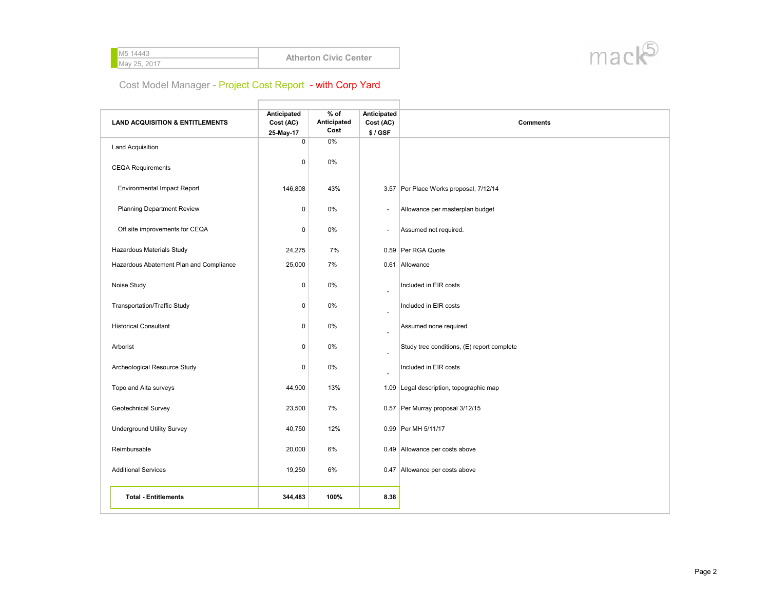M5 14443
May 25, 2017

**Atherton Civic Center**

## Cost Model Manager - Project Cost Report - with Corp Yard

| LAND ACQUISITION & ENTITLEMENTS | Anticipated Cost (AC) 25-May-17 | % of Anticipated Cost | Anticipated Cost (AC) $ / GSF | Comments |
|---|---|---|---|---|
| Land Acquisition | 0 | 0% | | |
| CEQA Requirements | 0 | 0% | | |
| Environmental Impact Report | 146,808 | 43% | 3.57 | Per Place Works proposal, 7/12/14 |
| Planning Department Review | 0 | 0% | - | Allowance per masterplan budget |
| Off site improvements for CEQA | 0 | 0% | - | Assumed not required. |
| Hazardous Materials Study | 24,275 | 7% | 0.59 | Per RGA Quote |
| Hazardous Abatement Plan and Compliance | 25,000 | 7% | 0.61 | Allowance |
| Noise Study | 0 | 0% | - | Included in EIR costs |
| Transportation/Traffic Study | 0 | 0% | - | Included in EIR costs |
| Historical Consultant | 0 | 0% | - | Assumed none required |
| Arborist | 0 | 0% | - | Study tree conditions, (E) report complete |
| Archeological Resource Study | 0 | 0% | - | Included in EIR costs |
| Topo and Alta surveys | 44,900 | 13% | 1.09 | Legal description, topographic map |
| Geotechnical Survey | 23,500 | 7% | 0.57 | Per Murray proposal 3/12/15 |
| Underground Utility Survey | 40,750 | 12% | 0.99 | Per MH 5/11/17 |
| Reimbursable | 20,000 | 6% | 0.49 | Allowance per costs above |
| Additional Services | 19,250 | 6% | 0.47 | Allowance per costs above |
| **Total - Entitlements** | **344,483** | **100%** | **8.38** | |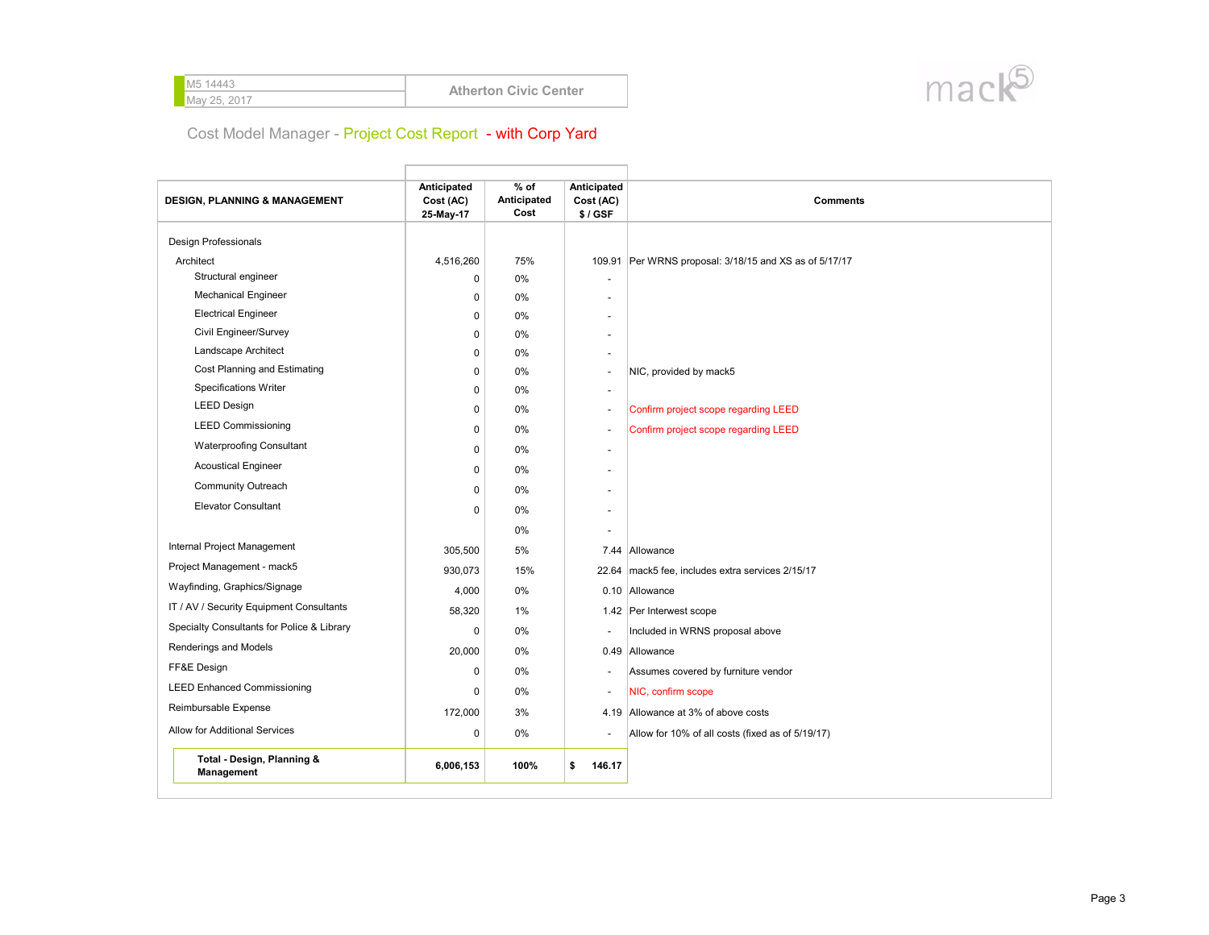M5 14443
May 25, 2017

**Atherton Civic Center**

mack5

## Cost Model Manager - Project Cost Report - with Corp Yard

| DESIGN, PLANNING & MANAGEMENT | Anticipated Cost (AC) 25-May-17 | % of Anticipated Cost | Anticipated Cost (AC) $ / GSF | Comments |
|---|---|---|---|---|
| Design Professionals | | | | |
| Architect | 4,516,260 | 75% | 109.91 | Per WRNS proposal: 3/18/15 and XS as of 5/17/17 |
| Structural engineer | 0 | 0% | - | |
| Mechanical Engineer | 0 | 0% | - | |
| Electrical Engineer | 0 | 0% | - | |
| Civil Engineer/Survey | 0 | 0% | - | |
| Landscape Architect | 0 | 0% | - | |
| Cost Planning and Estimating | 0 | 0% | - | NIC, provided by mack5 |
| Specifications Writer | 0 | 0% | - | |
| LEED Design | 0 | 0% | - | Confirm project scope regarding LEED |
| LEED Commissioning | 0 | 0% | - | Confirm project scope regarding LEED |
| Waterproofing Consultant | 0 | 0% | - | |
| Acoustical Engineer | 0 | 0% | - | |
| Community Outreach | 0 | 0% | - | |
| Elevator Consultant | 0 | 0% | - | |
| | | 0% | - | |
| Internal Project Management | 305,500 | 5% | 7.44 | Allowance |
| Project Management - mack5 | 930,073 | 15% | 22.64 | mack5 fee, includes extra services 2/15/17 |
| Wayfinding, Graphics/Signage | 4,000 | 0% | 0.10 | Allowance |
| IT / AV / Security Equipment Consultants | 58,320 | 1% | 1.42 | Per Interwest scope |
| Specialty Consultants for Police & Library | 0 | 0% | - | Included in WRNS proposal above |
| Renderings and Models | 20,000 | 0% | 0.49 | Allowance |
| FF&E Design | 0 | 0% | - | Assumes covered by furniture vendor |
| LEED Enhanced Commissioning | 0 | 0% | - | NIC, confirm scope |
| Reimbursable Expense | 172,000 | 3% | 4.19 | Allowance at 3% of above costs |
| Allow for Additional Services | 0 | 0% | - | Allow for 10% of all costs (fixed as of 5/19/17) |
| **Total - Design, Planning & Management** | **6,006,153** | **100%** | **$ 146.17** | |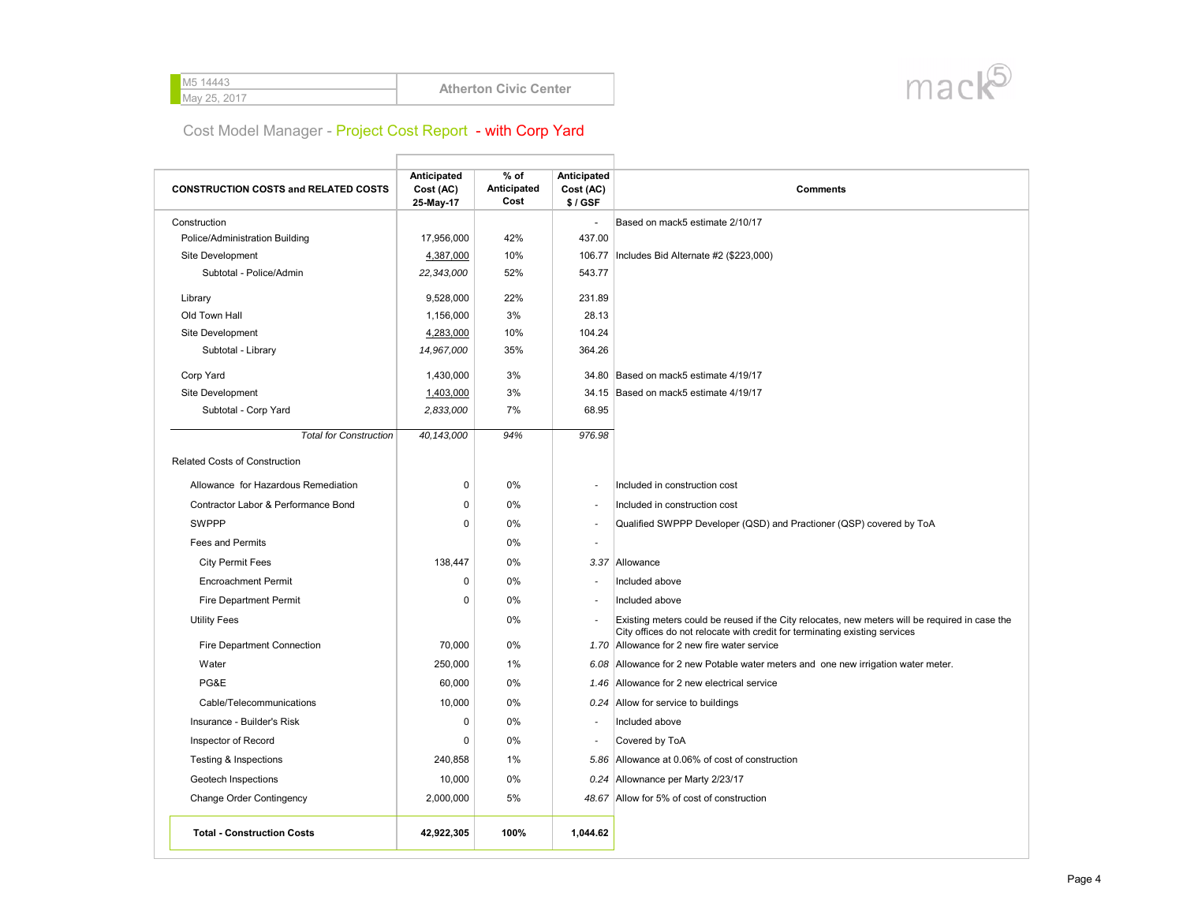| M5 14443 | Atherton Civic Center |
|---|---|
| May 25, 2017 | |

mack5

## Cost Model Manager - Project Cost Report - with Corp Yard

| CONSTRUCTION COSTS and RELATED COSTS | Anticipated Cost (AC) 25-May-17 | % of Anticipated Cost | Anticipated Cost (AC) $ / GSF | Comments |
|---|---|---|---|---|
| Construction | | | - | Based on mack5 estimate 2/10/17 |
| Police/Administration Building | 17,956,000 | 42% | 437.00 | |
| Site Development | 4,387,000 | 10% | 106.77 | Includes Bid Alternate #2 ($223,000) |
| *Subtotal - Police/Admin* | *22,343,000* | 52% | 543.77 | |
| Library | 9,528,000 | 22% | 231.89 | |
| Old Town Hall | 1,156,000 | 3% | 28.13 | |
| Site Development | 4,283,000 | 10% | 104.24 | |
| *Subtotal - Library* | *14,967,000* | 35% | 364.26 | |
| Corp Yard | 1,430,000 | 3% | 34.80 | Based on mack5 estimate 4/19/17 |
| Site Development | 1,403,000 | 3% | 34.15 | Based on mack5 estimate 4/19/17 |
| *Subtotal - Corp Yard* | *2,833,000* | 7% | 68.95 | |
| *Total for Construction* | *40,143,000* | *94%* | *976.98* | |
| Related Costs of Construction | | | | |
| Allowance for Hazardous Remediation | 0 | 0% | - | Included in construction cost |
| Contractor Labor & Performance Bond | 0 | 0% | - | Included in construction cost |
| SWPPP | 0 | 0% | - | Qualified SWPPP Developer (QSD) and Practioner (QSP) covered by ToA |
| Fees and Permits | | 0% | - | |
| City Permit Fees | 138,447 | 0% | *3.37* | Allowance |
| Encroachment Permit | 0 | 0% | - | Included above |
| Fire Department Permit | 0 | 0% | - | Included above |
| Utility Fees | | 0% | - | Existing meters could be reused if the City relocates, new meters will be required in case the City offices do not relocate with credit for terminating existing services |
| Fire Department Connection | 70,000 | 0% | *1.70* | Allowance for 2 new fire water service |
| Water | 250,000 | 1% | *6.08* | Allowance for 2 new Potable water meters and one new irrigation water meter. |
| PG&E | 60,000 | 0% | *1.46* | Allowance for 2 new electrical service |
| Cable/Telecommunications | 10,000 | 0% | *0.24* | Allow for service to buildings |
| Insurance - Builder's Risk | 0 | 0% | - | Included above |
| Inspector of Record | 0 | 0% | - | Covered by ToA |
| Testing & Inspections | 240,858 | 1% | *5.86* | Allowance at 0.06% of cost of construction |
| Geotech Inspections | 10,000 | 0% | *0.24* | Allownance per Marty 2/23/17 |
| Change Order Contingency | 2,000,000 | 5% | *48.67* | Allow for 5% of cost of construction |
| **Total - Construction Costs** | **42,922,305** | **100%** | **1,044.62** | |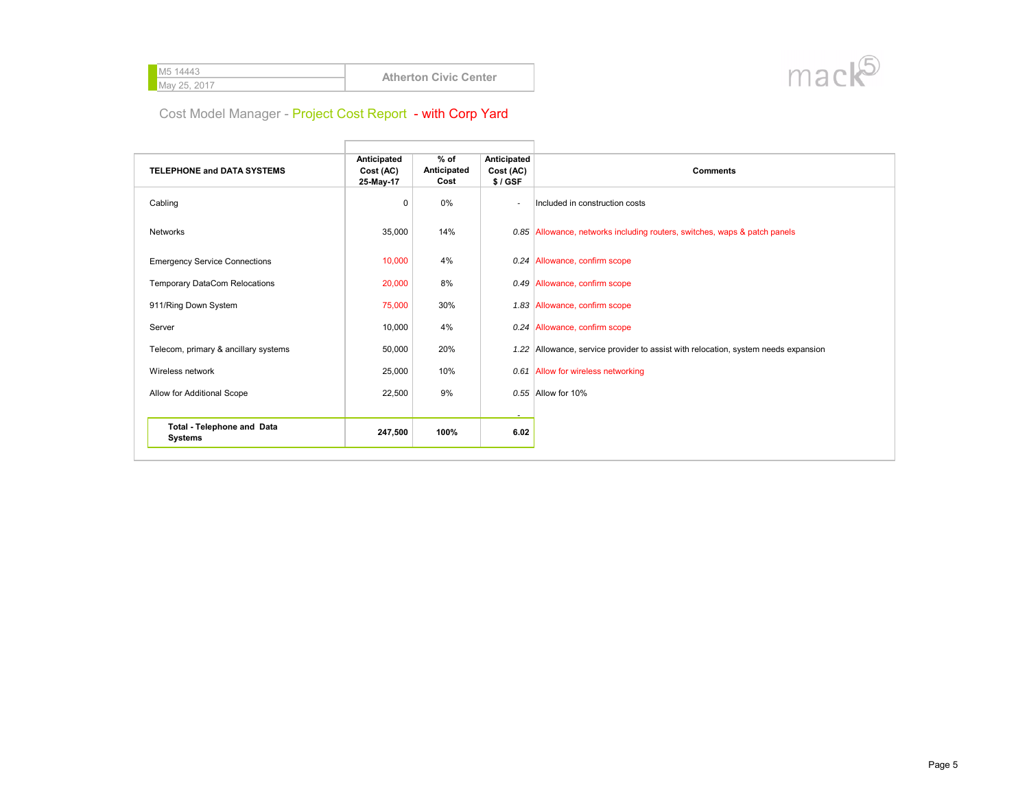M5 14443
May 25, 2017

**Atherton Civic Center**

mack5

Cost Model Manager - Project Cost Report - with Corp Yard

| TELEPHONE and DATA SYSTEMS | Anticipated Cost (AC) 25-May-17 | % of Anticipated Cost | Anticipated Cost (AC) $ / GSF | Comments |
|---|---|---|---|---|
| Cabling | 0 | 0% | - | Included in construction costs |
| Networks | 35,000 | 14% | *0.85* | Allowance, networks including routers, switches, waps & patch panels |
| Emergency Service Connections | 10,000 | 4% | *0.24* | Allowance, confirm scope |
| Temporary DataCom Relocations | 20,000 | 8% | *0.49* | Allowance, confirm scope |
| 911/Ring Down System | 75,000 | 30% | *1.83* | Allowance, confirm scope |
| Server | 10,000 | 4% | *0.24* | Allowance, confirm scope |
| Telecom, primary & ancillary systems | 50,000 | 20% | *1.22* | Allowance, service provider to assist with relocation, system needs expansion |
| Wireless network | 25,000 | 10% | *0.61* | Allow for wireless networking |
| Allow for Additional Scope | 22,500 | 9% | *0.55* | Allow for 10% |
| | | | - | |
| **Total - Telephone and Data Systems** | **247,500** | **100%** | **6.02** | |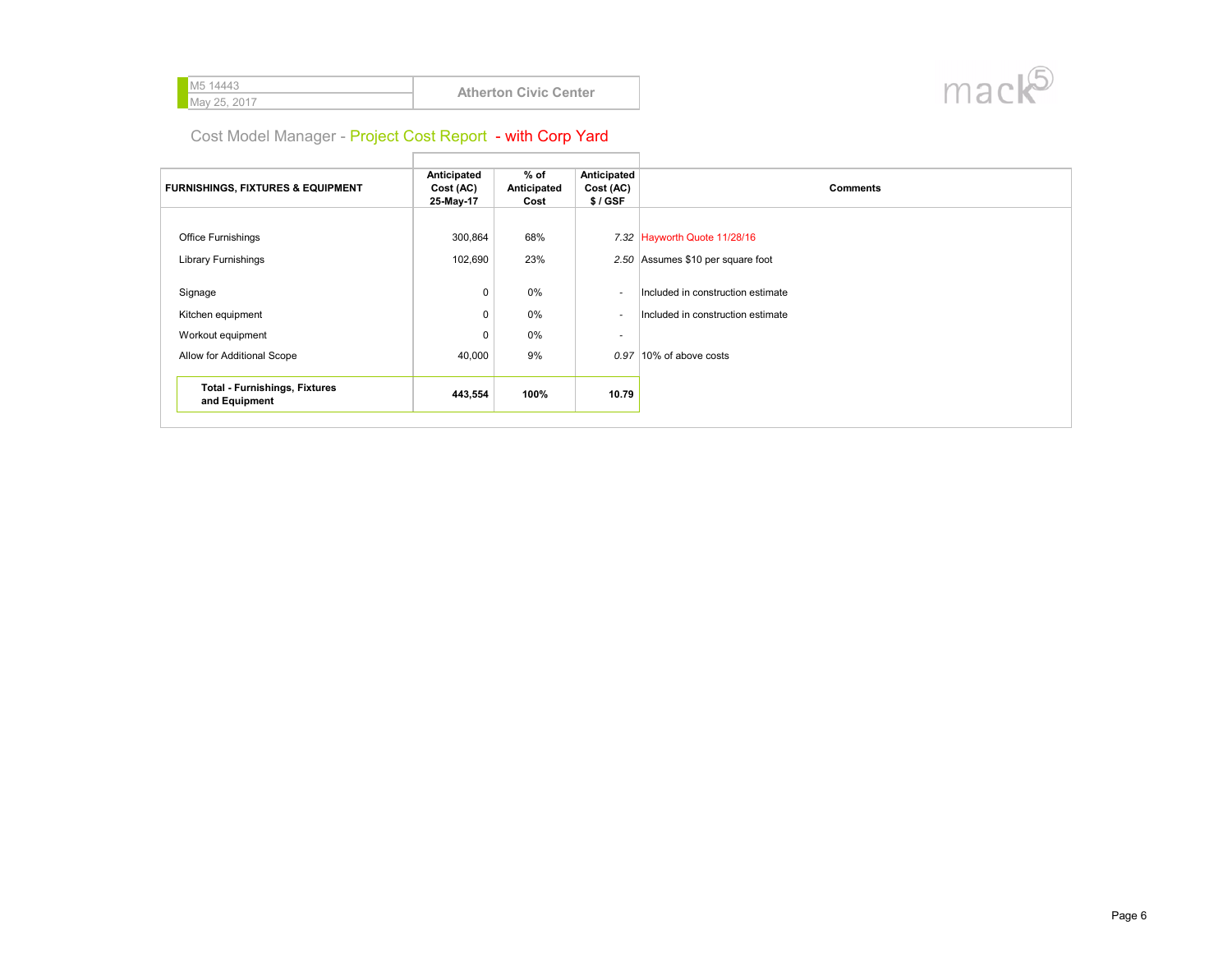M5 14443
May 25, 2017

**Atherton Civic Center**

## Cost Model Manager - Project Cost Report - with Corp Yard

| FURNISHINGS, FIXTURES & EQUIPMENT | Anticipated Cost (AC) 25-May-17 | % of Anticipated Cost | Anticipated Cost (AC) $ / GSF | Comments |
|---|---|---|---|---|
| Office Furnishings | 300,864 | 68% | *7.32* | Hayworth Quote 11/28/16 |
| Library Furnishings | 102,690 | 23% | *2.50* | Assumes $10 per square foot |
| Signage | 0 | 0% | - | Included in construction estimate |
| Kitchen equipment | 0 | 0% | - | Included in construction estimate |
| Workout equipment | 0 | 0% | - | |
| Allow for Additional Scope | 40,000 | 9% | *0.97* | 10% of above costs |
| **Total - Furnishings, Fixtures and Equipment** | **443,554** | **100%** | **10.79** | |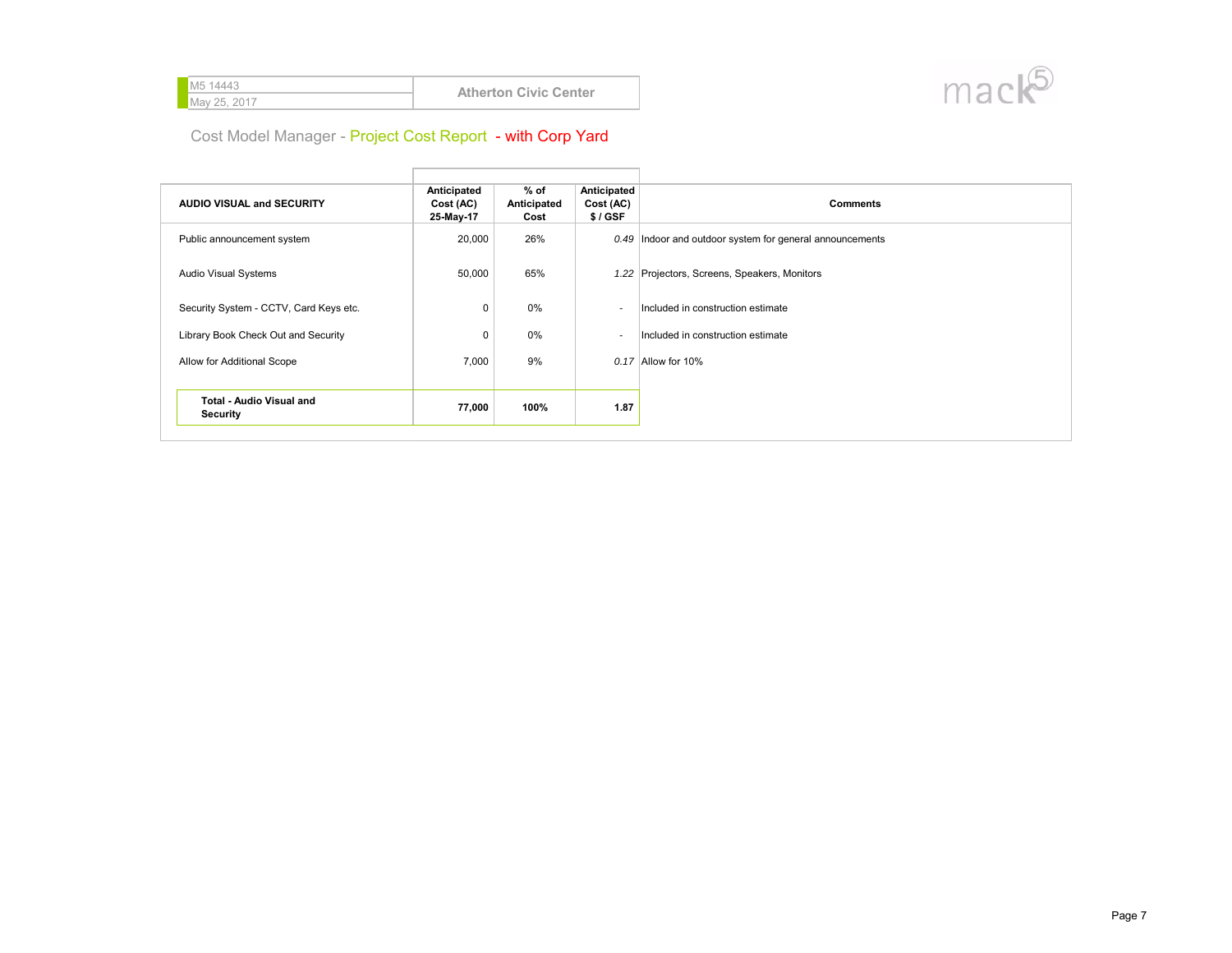M5 14443
May 25, 2017

**Atherton Civic Center**

Cost Model Manager - Project Cost Report - with Corp Yard

| AUDIO VISUAL and SECURITY | Anticipated Cost (AC) 25-May-17 | % of Anticipated Cost | Anticipated Cost (AC) $ / GSF | Comments |
|---|---|---|---|---|
| Public announcement system | 20,000 | 26% | *0.49* | Indoor and outdoor system for general announcements |
| Audio Visual Systems | 50,000 | 65% | *1.22* | Projectors, Screens, Speakers, Monitors |
| Security System - CCTV, Card Keys etc. | 0 | 0% | - | Included in construction estimate |
| Library Book Check Out and Security | 0 | 0% | - | Included in construction estimate |
| Allow for Additional Scope | 7,000 | 9% | *0.17* | Allow for 10% |
| **Total - Audio Visual and Security** | **77,000** | **100%** | **1.87** | |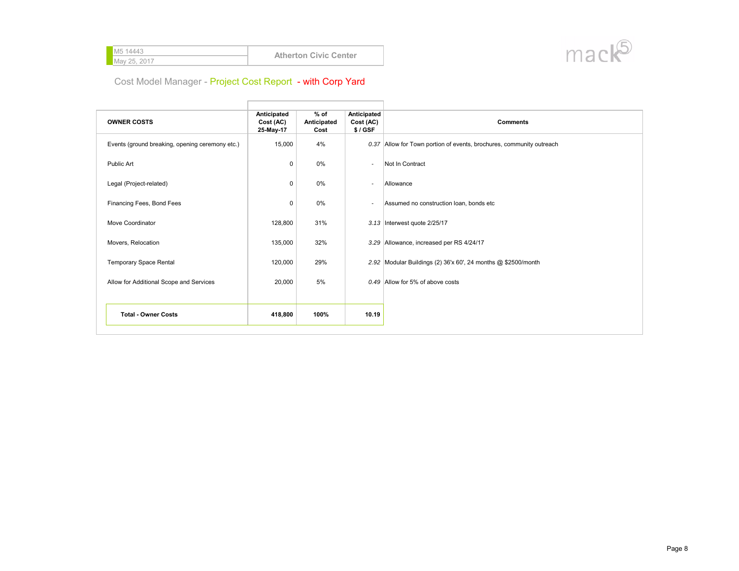M5 14443
May 25, 2017

**Atherton Civic Center**

## Cost Model Manager - Project Cost Report - with Corp Yard

| OWNER COSTS | Anticipated Cost (AC) 25-May-17 | % of Anticipated Cost | Anticipated Cost (AC) $ / GSF | Comments |
|---|---|---|---|---|
| Events (ground breaking, opening ceremony etc.) | 15,000 | 4% | *0.37* | Allow for Town portion of events, brochures, community outreach |
| Public Art | 0 | 0% | - | Not In Contract |
| Legal (Project-related) | 0 | 0% | - | Allowance |
| Financing Fees, Bond Fees | 0 | 0% | - | Assumed no construction loan, bonds etc |
| Move Coordinator | 128,800 | 31% | *3.13* | Interwest quote 2/25/17 |
| Movers, Relocation | 135,000 | 32% | *3.29* | Allowance, increased per RS 4/24/17 |
| Temporary Space Rental | 120,000 | 29% | *2.92* | Modular Buildings (2) 36'x 60', 24 months @ $2500/month |
| Allow for Additional Scope and Services | 20,000 | 5% | *0.49* | Allow for 5% of above costs |
| **Total - Owner Costs** | **418,800** | **100%** | **10.19** | |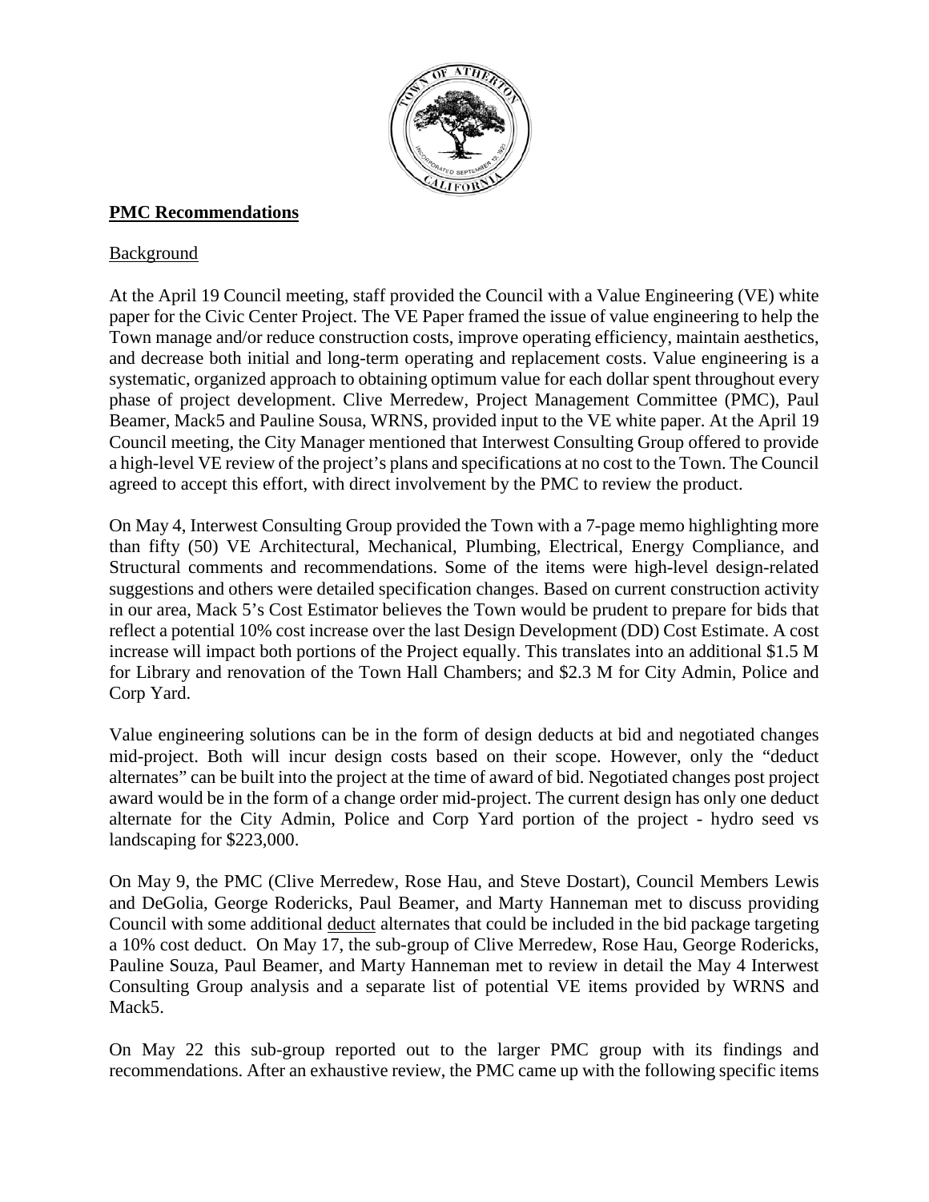**PMC Recommendations**

Background

At the April 19 Council meeting, staff provided the Council with a Value Engineering (VE) white paper for the Civic Center Project. The VE Paper framed the issue of value engineering to help the Town manage and/or reduce construction costs, improve operating efficiency, maintain aesthetics, and decrease both initial and long-term operating and replacement costs. Value engineering is a systematic, organized approach to obtaining optimum value for each dollar spent throughout every phase of project development. Clive Merredew, Project Management Committee (PMC), Paul Beamer, Mack5 and Pauline Sousa, WRNS, provided input to the VE white paper. At the April 19 Council meeting, the City Manager mentioned that Interwest Consulting Group offered to provide a high-level VE review of the project's plans and specifications at no cost to the Town. The Council agreed to accept this effort, with direct involvement by the PMC to review the product.

On May 4, Interwest Consulting Group provided the Town with a 7-page memo highlighting more than fifty (50) VE Architectural, Mechanical, Plumbing, Electrical, Energy Compliance, and Structural comments and recommendations. Some of the items were high-level design-related suggestions and others were detailed specification changes. Based on current construction activity in our area, Mack 5's Cost Estimator believes the Town would be prudent to prepare for bids that reflect a potential 10% cost increase over the last Design Development (DD) Cost Estimate. A cost increase will impact both portions of the Project equally. This translates into an additional $1.5 M for Library and renovation of the Town Hall Chambers; and $2.3 M for City Admin, Police and Corp Yard.

Value engineering solutions can be in the form of design deducts at bid and negotiated changes mid-project. Both will incur design costs based on their scope. However, only the "deduct alternates" can be built into the project at the time of award of bid. Negotiated changes post project award would be in the form of a change order mid-project. The current design has only one deduct alternate for the City Admin, Police and Corp Yard portion of the project - hydro seed vs landscaping for $223,000.

On May 9, the PMC (Clive Merredew, Rose Hau, and Steve Dostart), Council Members Lewis and DeGolia, George Rodericks, Paul Beamer, and Marty Hanneman met to discuss providing Council with some additional deduct alternates that could be included in the bid package targeting a 10% cost deduct. On May 17, the sub-group of Clive Merredew, Rose Hau, George Rodericks, Pauline Souza, Paul Beamer, and Marty Hanneman met to review in detail the May 4 Interwest Consulting Group analysis and a separate list of potential VE items provided by WRNS and Mack5.

On May 22 this sub-group reported out to the larger PMC group with its findings and recommendations. After an exhaustive review, the PMC came up with the following specific items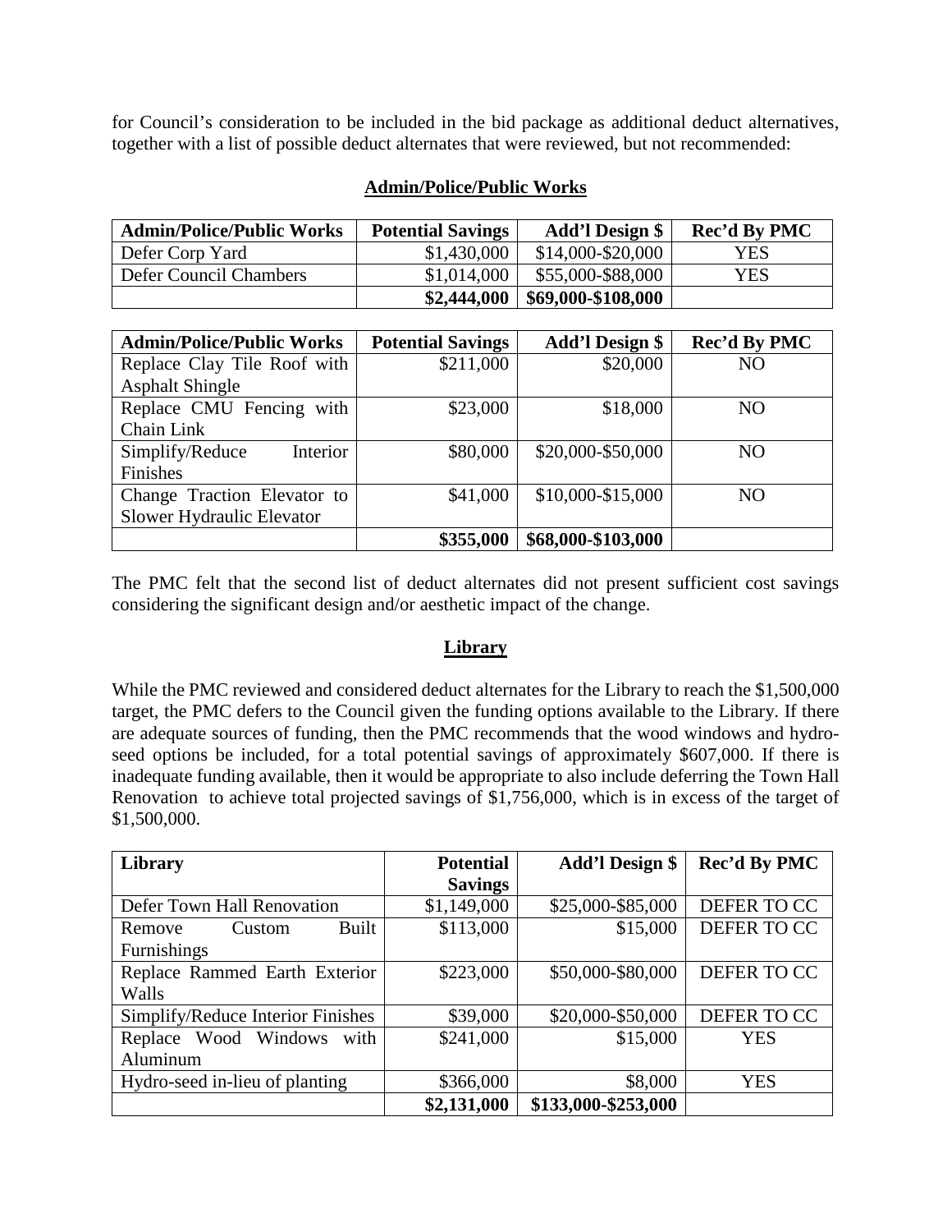for Council's consideration to be included in the bid package as additional deduct alternatives, together with a list of possible deduct alternates that were reviewed, but not recommended:

## Admin/Police/Public Works

| Admin/Police/Public Works | Potential Savings | Add'l Design $ | Rec'd By PMC |
|---|---|---|---|
| Defer Corp Yard | $1,430,000 | $14,000-$20,000 | YES |
| Defer Council Chambers | $1,014,000 | $55,000-$88,000 | YES |
| | **$2,444,000** | **$69,000-$108,000** | |

| Admin/Police/Public Works | Potential Savings | Add'l Design $ | Rec'd By PMC |
|---|---|---|---|
| Replace Clay Tile Roof with Asphalt Shingle | $211,000 | $20,000 | NO |
| Replace CMU Fencing with Chain Link | $23,000 | $18,000 | NO |
| Simplify/Reduce Interior Finishes | $80,000 | $20,000-$50,000 | NO |
| Change Traction Elevator to Slower Hydraulic Elevator | $41,000 | $10,000-$15,000 | NO |
| | **$355,000** | **$68,000-$103,000** | |

The PMC felt that the second list of deduct alternates did not present sufficient cost savings considering the significant design and/or aesthetic impact of the change.

## Library

While the PMC reviewed and considered deduct alternates for the Library to reach the $1,500,000 target, the PMC defers to the Council given the funding options available to the Library. If there are adequate sources of funding, then the PMC recommends that the wood windows and hydro-seed options be included, for a total potential savings of approximately $607,000. If there is inadequate funding available, then it would be appropriate to also include deferring the Town Hall Renovation to achieve total projected savings of $1,756,000, which is in excess of the target of $1,500,000.

| Library | Potential Savings | Add'l Design $ | Rec'd By PMC |
|---|---|---|---|
| Defer Town Hall Renovation | $1,149,000 | $25,000-$85,000 | DEFER TO CC |
| Remove Custom Built Furnishings | $113,000 | $15,000 | DEFER TO CC |
| Replace Rammed Earth Exterior Walls | $223,000 | $50,000-$80,000 | DEFER TO CC |
| Simplify/Reduce Interior Finishes | $39,000 | $20,000-$50,000 | DEFER TO CC |
| Replace Wood Windows with Aluminum | $241,000 | $15,000 | YES |
| Hydro-seed in-lieu of planting | $366,000 | $8,000 | YES |
| | **$2,131,000** | **$133,000-$253,000** | |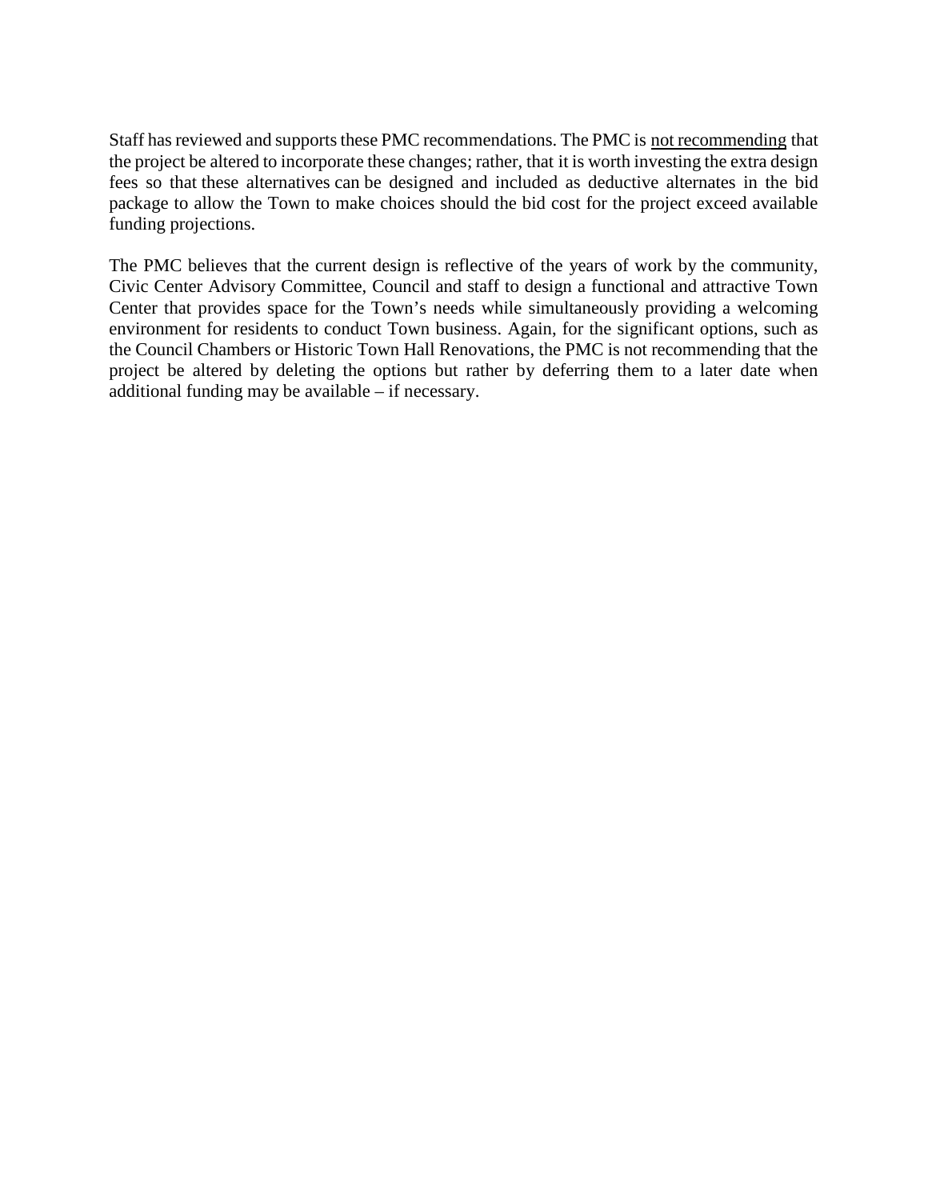Staff has reviewed and supports these PMC recommendations. The PMC is <u>not recommending</u> that the project be altered to incorporate these changes; rather, that it is worth investing the extra design fees so that these alternatives can be designed and included as deductive alternates in the bid package to allow the Town to make choices should the bid cost for the project exceed available funding projections.

The PMC believes that the current design is reflective of the years of work by the community, Civic Center Advisory Committee, Council and staff to design a functional and attractive Town Center that provides space for the Town's needs while simultaneously providing a welcoming environment for residents to conduct Town business. Again, for the significant options, such as the Council Chambers or Historic Town Hall Renovations, the PMC is not recommending that the project be altered by deleting the options but rather by deferring them to a later date when additional funding may be available – if necessary.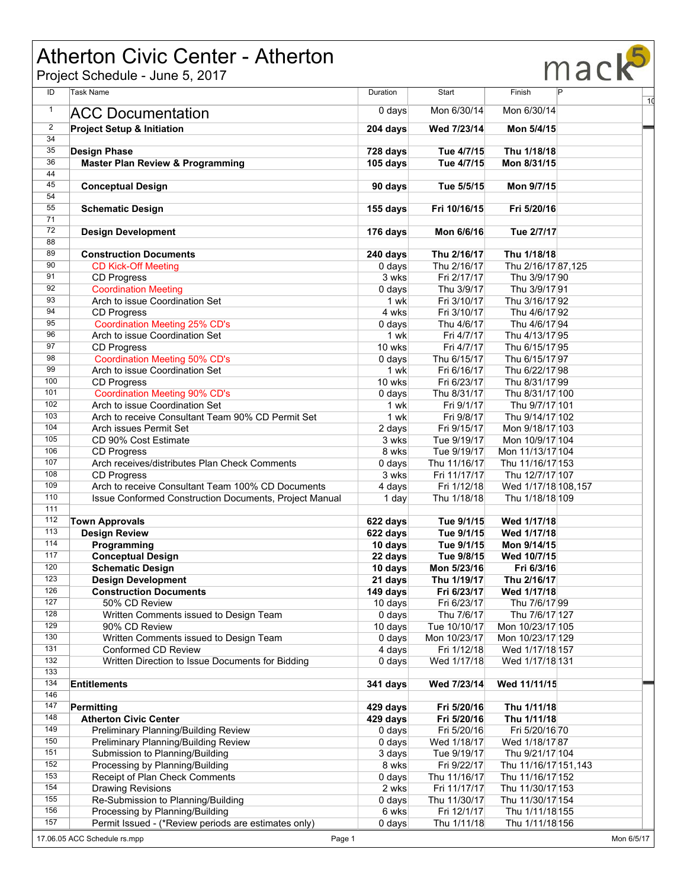# Atherton Civic Center - Atherton

Project Schedule - June 5, 2017

| ID | Task Name | Duration | Start | Finish | P |
|---|---|---|---|---|---|
| 1 | ACC Documentation | 0 days | Mon 6/30/14 | Mon 6/30/14 | |
| 2 | **Project Setup & Initiation** | **204 days** | **Wed 7/23/14** | **Mon 5/4/15** | |
| 34 | | | | | |
| 35 | **Design Phase** | **728 days** | **Tue 4/7/15** | **Thu 1/18/18** | |
| 36 | **Master Plan Review & Programming** | **105 days** | **Tue 4/7/15** | **Mon 8/31/15** | |
| 44 | | | | | |
| 45 | **Conceptual Design** | **90 days** | **Tue 5/5/15** | **Mon 9/7/15** | |
| 54 | | | | | |
| 55 | **Schematic Design** | **155 days** | **Fri 10/16/15** | **Fri 5/20/16** | |
| 71 | | | | | |
| 72 | **Design Development** | **176 days** | **Mon 6/6/16** | **Tue 2/7/17** | |
| 88 | | | | | |
| 89 | **Construction Documents** | **240 days** | **Thu 2/16/17** | **Thu 1/18/18** | |
| 90 | CD Kick-Off Meeting | 0 days | Thu 2/16/17 | Thu 2/16/17 | 87,125 |
| 91 | CD Progress | 3 wks | Fri 2/17/17 | Thu 3/9/17 | 90 |
| 92 | Coordination Meeting | 0 days | Thu 3/9/17 | Thu 3/9/17 | 91 |
| 93 | Arch to issue Coordination Set | 1 wk | Fri 3/10/17 | Thu 3/16/17 | 92 |
| 94 | CD Progress | 4 wks | Fri 3/10/17 | Thu 4/6/17 | 92 |
| 95 | Coordination Meeting 25% CD's | 0 days | Thu 4/6/17 | Thu 4/6/17 | 94 |
| 96 | Arch to issue Coordination Set | 1 wk | Fri 4/7/17 | Thu 4/13/17 | 95 |
| 97 | CD Progress | 10 wks | Fri 4/7/17 | Thu 6/15/17 | 95 |
| 98 | Coordination Meeting 50% CD's | 0 days | Thu 6/15/17 | Thu 6/15/17 | 97 |
| 99 | Arch to issue Coordination Set | 1 wk | Fri 6/16/17 | Thu 6/22/17 | 98 |
| 100 | CD Progress | 10 wks | Fri 6/23/17 | Thu 8/31/17 | 99 |
| 101 | Coordination Meeting 90% CD's | 0 days | Thu 8/31/17 | Thu 8/31/17 | 100 |
| 102 | Arch to issue Coordination Set | 1 wk | Fri 9/1/17 | Thu 9/7/17 | 101 |
| 103 | Arch to receive Consultant Team 90% CD Permit Set | 1 wk | Fri 9/8/17 | Thu 9/14/17 | 102 |
| 104 | Arch issues Permit Set | 2 days | Fri 9/15/17 | Mon 9/18/17 | 103 |
| 105 | CD 90% Cost Estimate | 3 wks | Tue 9/19/17 | Mon 10/9/17 | 104 |
| 106 | CD Progress | 8 wks | Tue 9/19/17 | Mon 11/13/17 | 104 |
| 107 | Arch receives/distributes Plan Check Comments | 0 days | Thu 11/16/17 | Thu 11/16/17 | 153 |
| 108 | CD Progress | 3 wks | Fri 11/17/17 | Thu 12/7/17 | 107 |
| 109 | Arch to receive Consultant Team 100% CD Documents | 4 days | Fri 1/12/18 | Wed 1/17/18 | 108,157 |
| 110 | Issue Conformed Construction Documents, Project Manual | 1 day | Thu 1/18/18 | Thu 1/18/18 | 109 |
| 111 | | | | | |
| 112 | **Town Approvals** | **622 days** | **Tue 9/1/15** | **Wed 1/17/18** | |
| 113 | **Design Review** | **622 days** | **Tue 9/1/15** | **Wed 1/17/18** | |
| 114 | **Programming** | **10 days** | **Tue 9/1/15** | **Mon 9/14/15** | |
| 117 | **Conceptual Design** | **22 days** | **Tue 9/8/15** | **Wed 10/7/15** | |
| 120 | **Schematic Design** | **10 days** | **Mon 5/23/16** | **Fri 6/3/16** | |
| 123 | **Design Development** | **21 days** | **Thu 1/19/17** | **Thu 2/16/17** | |
| 126 | **Construction Documents** | **149 days** | **Fri 6/23/17** | **Wed 1/17/18** | |
| 127 | 50% CD Review | 10 days | Fri 6/23/17 | Thu 7/6/17 | 99 |
| 128 | Written Comments issued to Design Team | 0 days | Thu 7/6/17 | Thu 7/6/17 | 127 |
| 129 | 90% CD Review | 10 days | Tue 10/10/17 | Mon 10/23/17 | 105 |
| 130 | Written Comments issued to Design Team | 0 days | Mon 10/23/17 | Mon 10/23/17 | 129 |
| 131 | Conformed CD Review | 4 days | Fri 1/12/18 | Wed 1/17/18 | 157 |
| 132 | Written Direction to Issue Documents for Bidding | 0 days | Wed 1/17/18 | Wed 1/17/18 | 131 |
| 133 | | | | | |
| 134 | **Entitlements** | **341 days** | **Wed 7/23/14** | **Wed 11/11/15** | |
| 146 | | | | | |
| 147 | **Permitting** | **429 days** | **Fri 5/20/16** | **Thu 1/11/18** | |
| 148 | **Atherton Civic Center** | **429 days** | **Fri 5/20/16** | **Thu 1/11/18** | |
| 149 | Preliminary Planning/Building Review | 0 days | Fri 5/20/16 | Fri 5/20/16 | 70 |
| 150 | Preliminary Planning/Building Review | 0 days | Wed 1/18/17 | Wed 1/18/17 | 87 |
| 151 | Submission to Planning/Building | 3 days | Tue 9/19/17 | Thu 9/21/17 | 104 |
| 152 | Processing by Planning/Building | 8 wks | Fri 9/22/17 | Thu 11/16/17 | 151,143 |
| 153 | Receipt of Plan Check Comments | 0 days | Thu 11/16/17 | Thu 11/16/17 | 152 |
| 154 | Drawing Revisions | 2 wks | Fri 11/17/17 | Thu 11/30/17 | 153 |
| 155 | Re-Submission to Planning/Building | 0 days | Thu 11/30/17 | Thu 11/30/17 | 154 |
| 156 | Processing by Planning/Building | 6 wks | Fri 12/1/17 | Thu 1/11/18 | 155 |
| 157 | Permit Issued - (*Review periods are estimates only) | 0 days | Thu 1/11/18 | Thu 1/11/18 | 156 |

17.06.05 ACC Schedule rs.mpp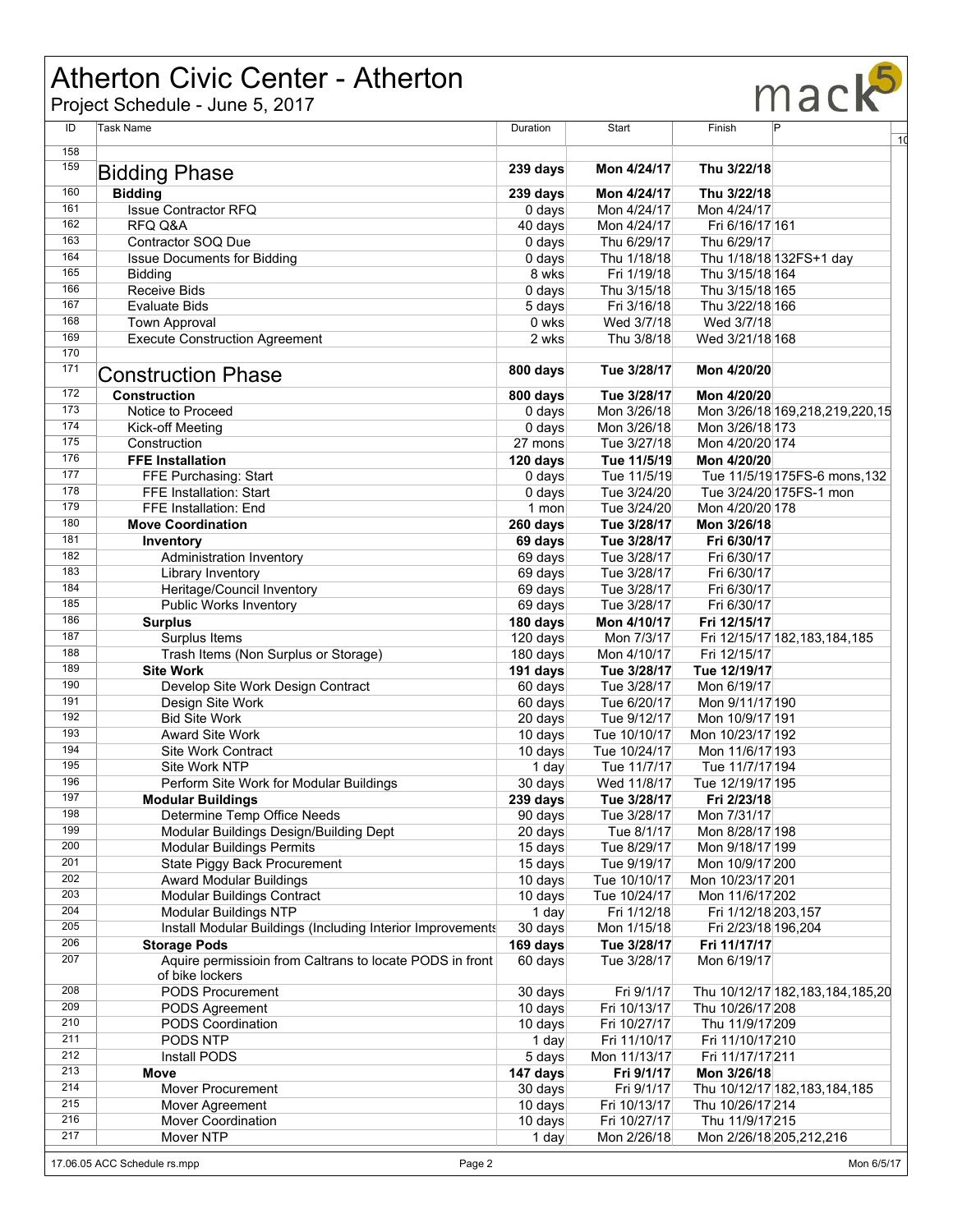# Atherton Civic Center - Atherton

Project Schedule - June 5, 2017

| ID | Task Name | Duration | Start | Finish | P |
|---|---|---|---|---|---|
| 158 | | | | | |
| 159 | **Bidding Phase** | **239 days** | **Mon 4/24/17** | **Thu 3/22/18** | |
| 160 | **Bidding** | **239 days** | **Mon 4/24/17** | **Thu 3/22/18** | |
| 161 | Issue Contractor RFQ | 0 days | Mon 4/24/17 | Mon 4/24/17 | |
| 162 | RFQ Q&A | 40 days | Mon 4/24/17 | Fri 6/16/17 | 161 |
| 163 | Contractor SOQ Due | 0 days | Thu 6/29/17 | Thu 6/29/17 | |
| 164 | Issue Documents for Bidding | 0 days | Thu 1/18/18 | Thu 1/18/18 | 132FS+1 day |
| 165 | Bidding | 8 wks | Fri 1/19/18 | Thu 3/15/18 | 164 |
| 166 | Receive Bids | 0 days | Thu 3/15/18 | Thu 3/15/18 | 165 |
| 167 | Evaluate Bids | 5 days | Fri 3/16/18 | Thu 3/22/18 | 166 |
| 168 | Town Approval | 0 wks | Wed 3/7/18 | Wed 3/7/18 | |
| 169 | Execute Construction Agreement | 2 wks | Thu 3/8/18 | Wed 3/21/18 | 168 |
| 170 | | | | | |
| 171 | **Construction Phase** | **800 days** | **Tue 3/28/17** | **Mon 4/20/20** | |
| 172 | **Construction** | **800 days** | **Tue 3/28/17** | **Mon 4/20/20** | |
| 173 | Notice to Proceed | 0 days | Mon 3/26/18 | Mon 3/26/18 | 169,218,219,220,15 |
| 174 | Kick-off Meeting | 0 days | Mon 3/26/18 | Mon 3/26/18 | 173 |
| 175 | Construction | 27 mons | Tue 3/27/18 | Mon 4/20/20 | 174 |
| 176 | **FFE Installation** | **120 days** | **Tue 11/5/19** | **Mon 4/20/20** | |
| 177 | FFE Purchasing: Start | 0 days | Tue 11/5/19 | Tue 11/5/19 | 175FS-6 mons,132 |
| 178 | FFE Installation: Start | 0 days | Tue 3/24/20 | Tue 3/24/20 | 175FS-1 mon |
| 179 | FFE Installation: End | 1 mon | Tue 3/24/20 | Mon 4/20/20 | 178 |
| 180 | **Move Coordination** | **260 days** | **Tue 3/28/17** | **Mon 3/26/18** | |
| 181 | **Inventory** | **69 days** | **Tue 3/28/17** | **Fri 6/30/17** | |
| 182 | Administration Inventory | 69 days | Tue 3/28/17 | Fri 6/30/17 | |
| 183 | Library Inventory | 69 days | Tue 3/28/17 | Fri 6/30/17 | |
| 184 | Heritage/Council Inventory | 69 days | Tue 3/28/17 | Fri 6/30/17 | |
| 185 | Public Works Inventory | 69 days | Tue 3/28/17 | Fri 6/30/17 | |
| 186 | **Surplus** | **180 days** | **Mon 4/10/17** | **Fri 12/15/17** | |
| 187 | Surplus Items | 120 days | Mon 7/3/17 | Fri 12/15/17 | 182,183,184,185 |
| 188 | Trash Items (Non Surplus or Storage) | 180 days | Mon 4/10/17 | Fri 12/15/17 | |
| 189 | **Site Work** | **191 days** | **Tue 3/28/17** | **Tue 12/19/17** | |
| 190 | Develop Site Work Design Contract | 60 days | Tue 3/28/17 | Mon 6/19/17 | |
| 191 | Design Site Work | 60 days | Tue 6/20/17 | Mon 9/11/17 | 190 |
| 192 | Bid Site Work | 20 days | Tue 9/12/17 | Mon 10/9/17 | 191 |
| 193 | Award Site Work | 10 days | Tue 10/10/17 | Mon 10/23/17 | 192 |
| 194 | Site Work Contract | 10 days | Tue 10/24/17 | Mon 11/6/17 | 193 |
| 195 | Site Work NTP | 1 day | Tue 11/7/17 | Tue 11/7/17 | 194 |
| 196 | Perform Site Work for Modular Buildings | 30 days | Wed 11/8/17 | Tue 12/19/17 | 195 |
| 197 | **Modular Buildings** | **239 days** | **Tue 3/28/17** | **Fri 2/23/18** | |
| 198 | Determine Temp Office Needs | 90 days | Tue 3/28/17 | Mon 7/31/17 | |
| 199 | Modular Buildings Design/Building Dept | 20 days | Tue 8/1/17 | Mon 8/28/17 | 198 |
| 200 | Modular Buildings Permits | 15 days | Tue 8/29/17 | Mon 9/18/17 | 199 |
| 201 | State Piggy Back Procurement | 15 days | Tue 9/19/17 | Mon 10/9/17 | 200 |
| 202 | Award Modular Buildings | 10 days | Tue 10/10/17 | Mon 10/23/17 | 201 |
| 203 | Modular Buildings Contract | 10 days | Tue 10/24/17 | Mon 11/6/17 | 202 |
| 204 | Modular Buildings NTP | 1 day | Fri 1/12/18 | Fri 1/12/18 | 203,157 |
| 205 | Install Modular Buildings (Including Interior Improvements | 30 days | Mon 1/15/18 | Fri 2/23/18 | 196,204 |
| 206 | **Storage Pods** | **169 days** | **Tue 3/28/17** | **Fri 11/17/17** | |
| 207 | Aquire permissioin from Caltrans to locate PODS in front of bike lockers | 60 days | Tue 3/28/17 | Mon 6/19/17 | |
| 208 | PODS Procurement | 30 days | Fri 9/1/17 | Thu 10/12/17 | 182,183,184,185,20 |
| 209 | PODS Agreement | 10 days | Fri 10/13/17 | Thu 10/26/17 | 208 |
| 210 | PODS Coordination | 10 days | Fri 10/27/17 | Thu 11/9/17 | 209 |
| 211 | PODS NTP | 1 day | Fri 11/10/17 | Fri 11/10/17 | 210 |
| 212 | Install PODS | 5 days | Mon 11/13/17 | Fri 11/17/17 | 211 |
| 213 | **Move** | **147 days** | **Fri 9/1/17** | **Mon 3/26/18** | |
| 214 | Mover Procurement | 30 days | Fri 9/1/17 | Thu 10/12/17 | 182,183,184,185 |
| 215 | Mover Agreement | 10 days | Fri 10/13/17 | Thu 10/26/17 | 214 |
| 216 | Mover Coordination | 10 days | Fri 10/27/17 | Thu 11/9/17 | 215 |
| 217 | Mover NTP | 1 day | Mon 2/26/18 | Mon 2/26/18 | 205,212,216 |

17.06.05 ACC Schedule rs.mpp    Mon 6/5/17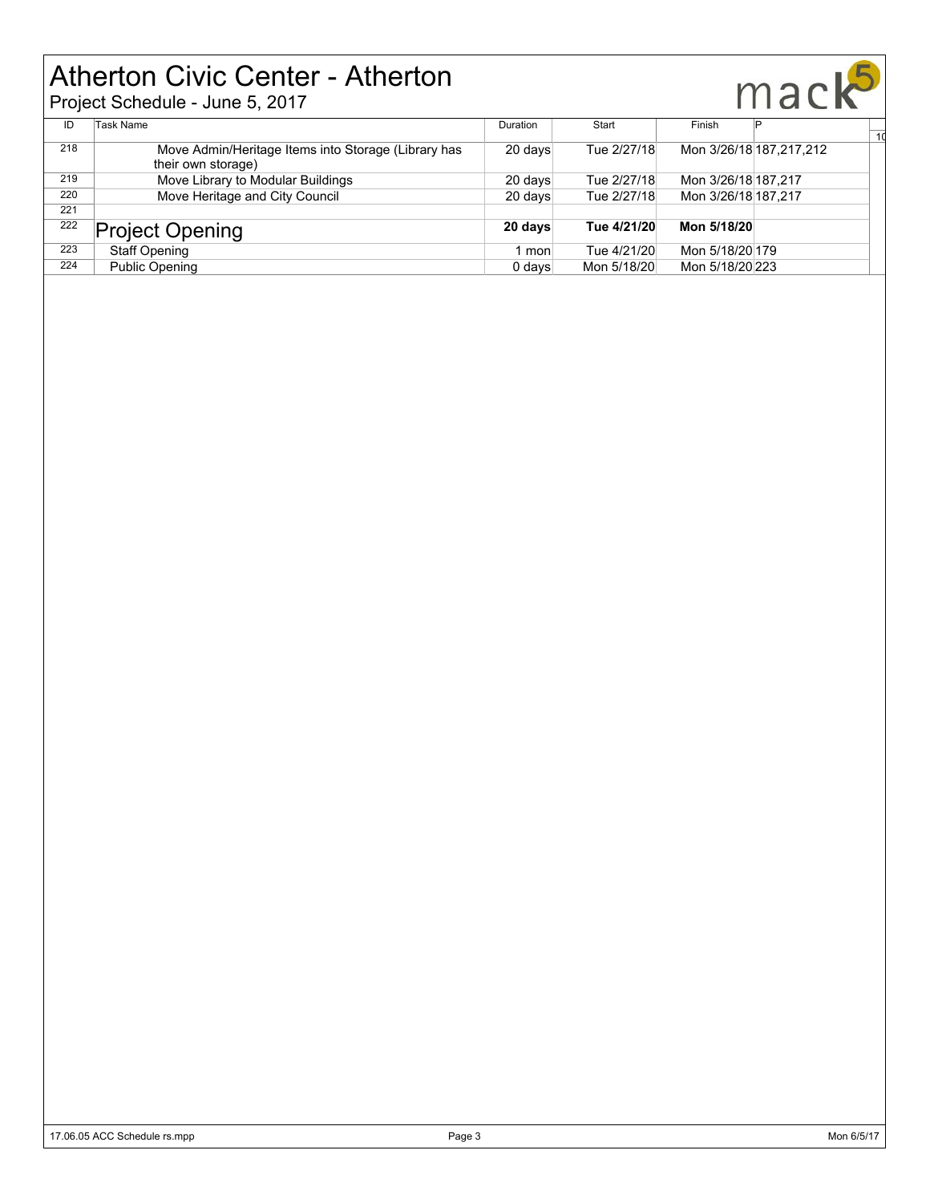# Atherton Civic Center - Atherton

Project Schedule - June 5, 2017

| ID | Task Name | Duration | Start | Finish | P |
|---|---|---|---|---|---|
| 218 | Move Admin/Heritage Items into Storage (Library has their own storage) | 20 days | Tue 2/27/18 | Mon 3/26/18 | 187,217,212 |
| 219 | Move Library to Modular Buildings | 20 days | Tue 2/27/18 | Mon 3/26/18 | 187,217 |
| 220 | Move Heritage and City Council | 20 days | Tue 2/27/18 | Mon 3/26/18 | 187,217 |
| 221 | | | | | |
| 222 | **Project Opening** | **20 days** | **Tue 4/21/20** | **Mon 5/18/20** | |
| 223 | Staff Opening | 1 mon | Tue 4/21/20 | Mon 5/18/20 | 179 |
| 224 | Public Opening | 0 days | Mon 5/18/20 | Mon 5/18/20 | 223 |

17.06.05 ACC Schedule rs.mpp | Mon 6/5/17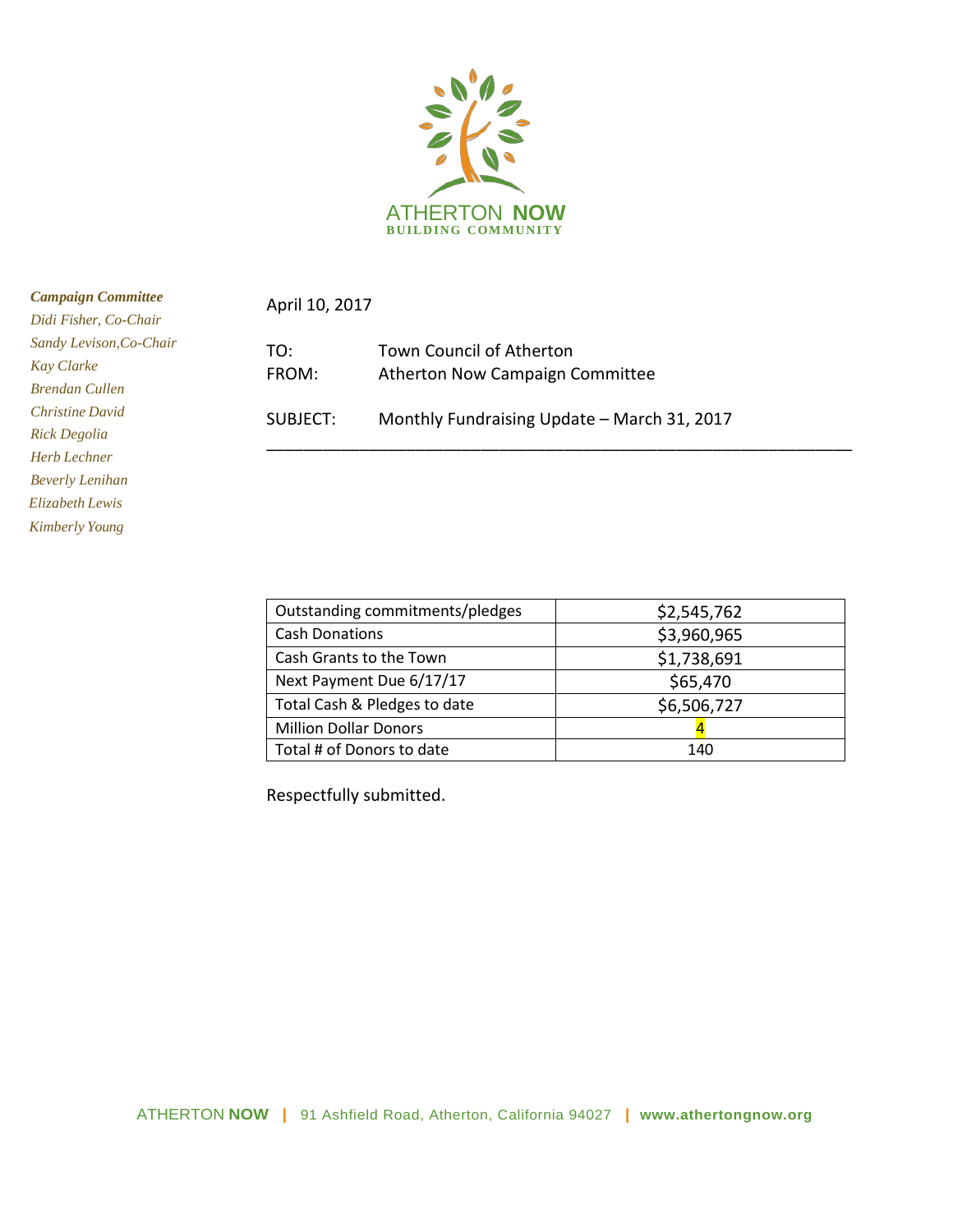ATHERTON **NOW**
**BUILDING COMMUNITY**

***Campaign Committee***
*Didi Fisher, Co-Chair*
*Sandy Levison,Co-Chair*
*Kay Clarke*
*Brendan Cullen*
*Christine David*
*Rick Degolia*
*Herb Lechner*
*Beverly Lenihan*
*Elizabeth Lewis*
*Kimberly Young*

April 10, 2017

TO: Town Council of Atherton
FROM: Atherton Now Campaign Committee

SUBJECT: Monthly Fundraising Update – March 31, 2017

---

| | |
|---|---|
| Outstanding commitments/pledges | $2,545,762 |
| Cash Donations | $3,960,965 |
| Cash Grants to the Town | $1,738,691 |
| Next Payment Due 6/17/17 | $65,470 |
| Total Cash & Pledges to date | $6,506,727 |
| Million Dollar Donors | 4 |
| Total # of Donors to date | 140 |

Respectfully submitted.

ATHERTON **NOW** | 91 Ashfield Road, Atherton, California 94027 | **www.athertongnow.org**